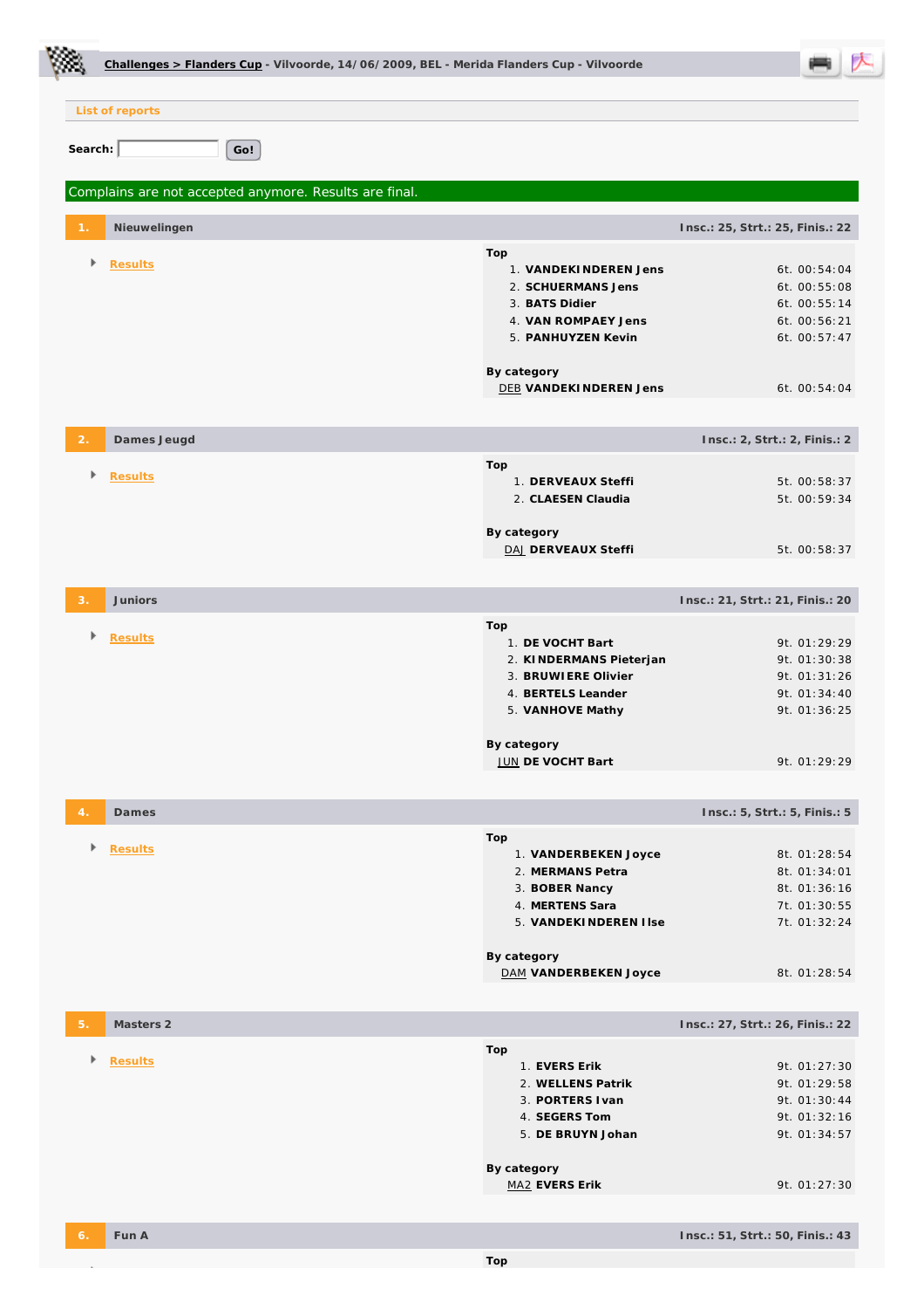**Challenges > Flanders Cup** - Vilvoorde, 14/06/2009, BEL - Merida Flanders Cup - Vilvoorde

List of reports

Search: Go!

Complains are not accepted anymore. Results are final.

## 1. Nieuwelingen

Insc.: 25, Strt.: 25, Finis.: 22

Results

**Top**

| | | |
|---|---|---|
| 1. | **VANDEKINDEREN Jens** | 6t. 00:54:04 |
| 2. | **SCHUERMANS Jens** | 6t. 00:55:08 |
| 3. | **BATS Didier** | 6t. 00:55:14 |
| 4. | **VAN ROMPAEY Jens** | 6t. 00:56:21 |
| 5. | **PANHUYZEN Kevin** | 6t. 00:57:47 |

**By category**

| | | |
|---|---|---|
| DEB | **VANDEKINDEREN Jens** | 6t. 00:54:04 |

## 2. Dames Jeugd

Insc.: 2, Strt.: 2, Finis.: 2

Results

**Top**

| | | |
|---|---|---|
| 1. | **DERVEAUX Steffi** | 5t. 00:58:37 |
| 2. | **CLAESEN Claudia** | 5t. 00:59:34 |

**By category**

| | | |
|---|---|---|
| DAJ | **DERVEAUX Steffi** | 5t. 00:58:37 |

## 3. Juniors

Insc.: 21, Strt.: 21, Finis.: 20

Results

**Top**

| | | |
|---|---|---|
| 1. | **DE VOCHT Bart** | 9t. 01:29:29 |
| 2. | **KINDERMANS Pieterjan** | 9t. 01:30:38 |
| 3. | **BRUWIERE Olivier** | 9t. 01:31:26 |
| 4. | **BERTELS Leander** | 9t. 01:34:40 |
| 5. | **VANHOVE Mathy** | 9t. 01:36:25 |

**By category**

| | | |
|---|---|---|
| JUN | **DE VOCHT Bart** | 9t. 01:29:29 |

## 4. Dames

Insc.: 5, Strt.: 5, Finis.: 5

Results

**Top**

| | | |
|---|---|---|
| 1. | **VANDERBEKEN Joyce** | 8t. 01:28:54 |
| 2. | **MERMANS Petra** | 8t. 01:34:01 |
| 3. | **BOBER Nancy** | 8t. 01:36:16 |
| 4. | **MERTENS Sara** | 7t. 01:30:55 |
| 5. | **VANDEKINDEREN Ilse** | 7t. 01:32:24 |

**By category**

| | | |
|---|---|---|
| DAM | **VANDERBEKEN Joyce** | 8t. 01:28:54 |

## 5. Masters 2

Insc.: 27, Strt.: 26, Finis.: 22

Results

**Top**

| | | |
|---|---|---|
| 1. | **EVERS Erik** | 9t. 01:27:30 |
| 2. | **WELLENS Patrik** | 9t. 01:29:58 |
| 3. | **PORTERS Ivan** | 9t. 01:30:44 |
| 4. | **SEGERS Tom** | 9t. 01:32:16 |
| 5. | **DE BRUYN Johan** | 9t. 01:34:57 |

**By category**

| | | |
|---|---|---|
| MA2 | **EVERS Erik** | 9t. 01:27:30 |

## 6. Fun A

Insc.: 51, Strt.: 50, Finis.: 43

**Top**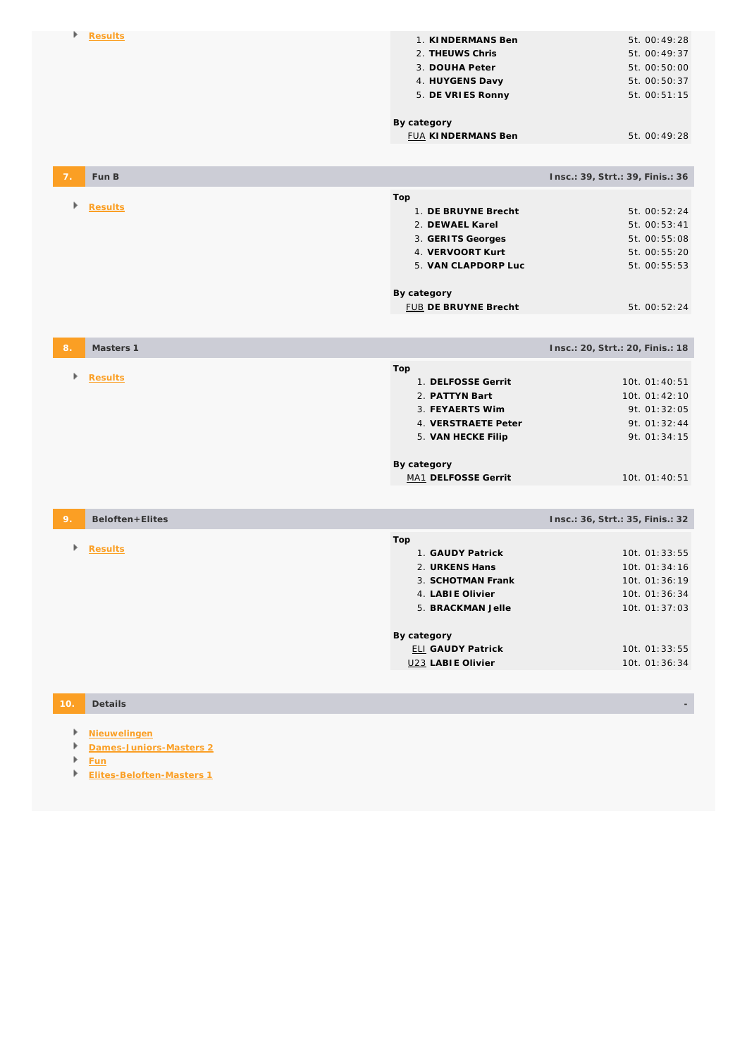- Results

| | | |
|---|---|---|
| 1. | **KINDERMANS Ben** | 5t. 00:49:28 |
| 2. | **THEUWS Chris** | 5t. 00:49:37 |
| 3. | **DOUHA Peter** | 5t. 00:50:00 |
| 4. | **HUYGENS Davy** | 5t. 00:50:37 |
| 5. | **DE VRIES Ronny** | 5t. 00:51:15 |

**By category**

| | | |
|---|---|---|
| FUA | **KINDERMANS Ben** | 5t. 00:49:28 |

## 7. Fun B

**Insc.: 39, Strt.: 39, Finis.: 36**

- Results

**Top**

| | | |
|---|---|---|
| 1. | **DE BRUYNE Brecht** | 5t. 00:52:24 |
| 2. | **DEWAEL Karel** | 5t. 00:53:41 |
| 3. | **GERITS Georges** | 5t. 00:55:08 |
| 4. | **VERVOORT Kurt** | 5t. 00:55:20 |
| 5. | **VAN CLAPDORP Luc** | 5t. 00:55:53 |

**By category**

| | | |
|---|---|---|
| FUB | **DE BRUYNE Brecht** | 5t. 00:52:24 |

## 8. Masters 1

**Insc.: 20, Strt.: 20, Finis.: 18**

- Results

**Top**

| | | |
|---|---|---|
| 1. | **DELFOSSE Gerrit** | 10t. 01:40:51 |
| 2. | **PATTYN Bart** | 10t. 01:42:10 |
| 3. | **FEYAERTS Wim** | 9t. 01:32:05 |
| 4. | **VERSTRAETE Peter** | 9t. 01:32:44 |
| 5. | **VAN HECKE Filip** | 9t. 01:34:15 |

**By category**

| | | |
|---|---|---|
| MA1 | **DELFOSSE Gerrit** | 10t. 01:40:51 |

## 9. Beloften+Elites

**Insc.: 36, Strt.: 35, Finis.: 32**

- Results

**Top**

| | | |
|---|---|---|
| 1. | **GAUDY Patrick** | 10t. 01:33:55 |
| 2. | **URKENS Hans** | 10t. 01:34:16 |
| 3. | **SCHOTMAN Frank** | 10t. 01:36:19 |
| 4. | **LABIE Olivier** | 10t. 01:36:34 |
| 5. | **BRACKMAN Jelle** | 10t. 01:37:03 |

**By category**

| | | |
|---|---|---|
| ELI | **GAUDY Patrick** | 10t. 01:33:55 |
| U23 | **LABIE Olivier** | 10t. 01:36:34 |

## 10. Details

-

- Nieuwelingen
- Dames-Juniors-Masters 2
- Fun
- Elites-Beloften-Masters 1